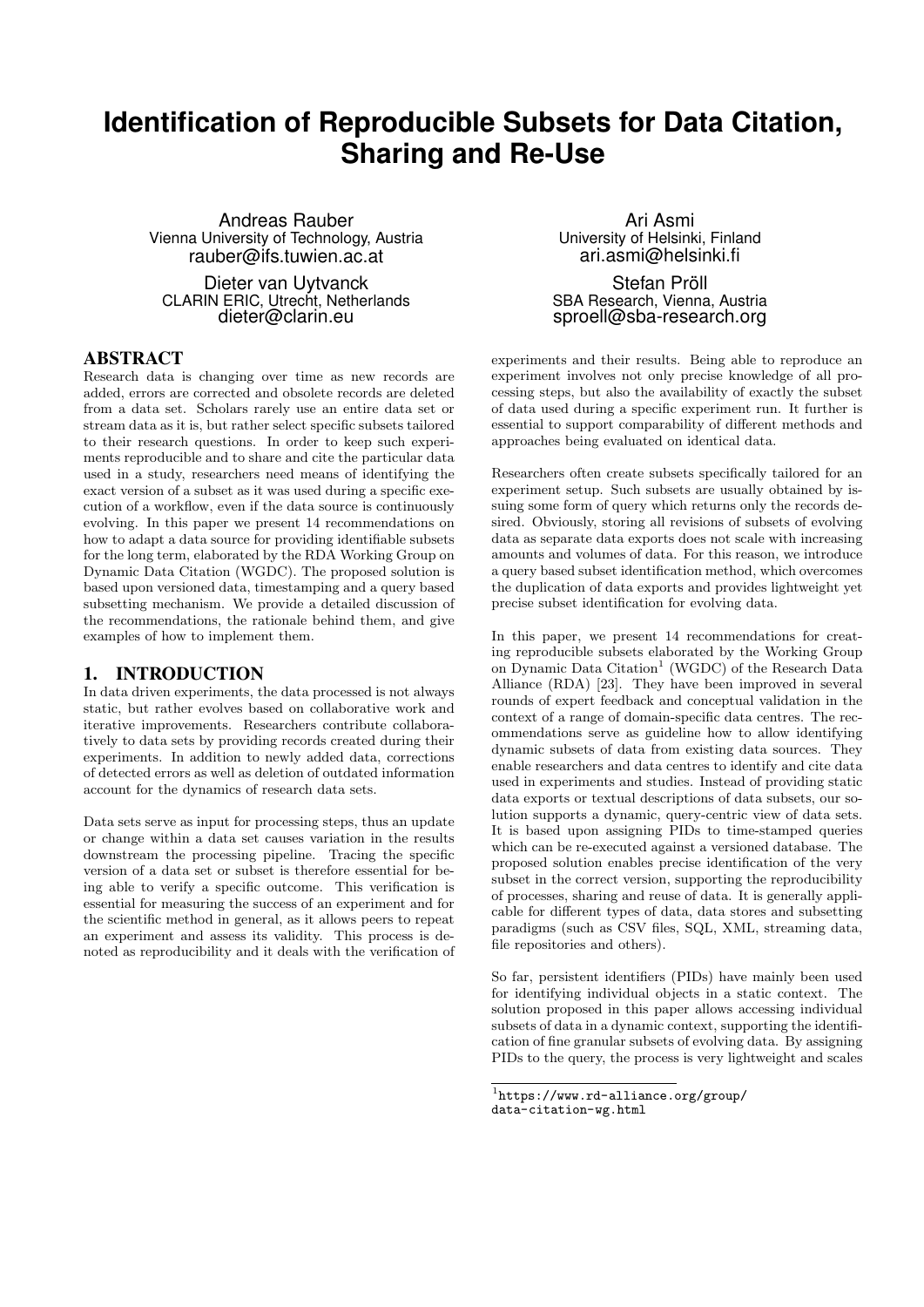# Identification of Reproducible Subsets for Data Citation, Sharing and Re-Use

Andreas Rauber
Vienna University of Technology, Austria
rauber@ifs.tuwien.ac.at

Ari Asmi
University of Helsinki, Finland
ari.asmi@helsinki.fi

Dieter van Uytvanck
CLARIN ERIC, Utrecht, Netherlands
dieter@clarin.eu

Stefan Pröll
SBA Research, Vienna, Austria
sproell@sba-research.org

## ABSTRACT

Research data is changing over time as new records are added, errors are corrected and obsolete records are deleted from a data set. Scholars rarely use an entire data set or stream data as it is, but rather select specific subsets tailored to their research questions. In order to keep such experiments reproducible and to share and cite the particular data used in a study, researchers need means of identifying the exact version of a subset as it was used during a specific execution of a workflow, even if the data source is continuously evolving. In this paper we present 14 recommendations on how to adapt a data source for providing identifiable subsets for the long term, elaborated by the RDA Working Group on Dynamic Data Citation (WGDC). The proposed solution is based upon versioned data, timestamping and a query based subsetting mechanism. We provide a detailed discussion of the recommendations, the rationale behind them, and give examples of how to implement them.

## 1. INTRODUCTION

In data driven experiments, the data processed is not always static, but rather evolves based on collaborative work and iterative improvements. Researchers contribute collaboratively to data sets by providing records created during their experiments. In addition to newly added data, corrections of detected errors as well as deletion of outdated information account for the dynamics of research data sets.

Data sets serve as input for processing steps, thus an update or change within a data set causes variation in the results downstream the processing pipeline. Tracing the specific version of a data set or subset is therefore essential for being able to verify a specific outcome. This verification is essential for measuring the success of an experiment and for the scientific method in general, as it allows peers to repeat an experiment and assess its validity. This process is denoted as reproducibility and it deals with the verification of experiments and their results. Being able to reproduce an experiment involves not only precise knowledge of all processing steps, but also the availability of exactly the subset of data used during a specific experiment run. It further is essential to support comparability of different methods and approaches being evaluated on identical data.

Researchers often create subsets specifically tailored for an experiment setup. Such subsets are usually obtained by issuing some form of query which returns only the records desired. Obviously, storing all revisions of subsets of evolving data as separate data exports does not scale with increasing amounts and volumes of data. For this reason, we introduce a query based subset identification method, which overcomes the duplication of data exports and provides lightweight yet precise subset identification for evolving data.

In this paper, we present 14 recommendations for creating reproducible subsets elaborated by the Working Group on Dynamic Data Citation[1] (WGDC) of the Research Data Alliance (RDA) [23]. They have been improved in several rounds of expert feedback and conceptual validation in the context of a range of domain-specific data centres. The recommendations serve as guideline how to allow identifying dynamic subsets of data from existing data sources. They enable researchers and data centres to identify and cite data used in experiments and studies. Instead of providing static data exports or textual descriptions of data subsets, our solution supports a dynamic, query-centric view of data sets. It is based upon assigning PIDs to time-stamped queries which can be re-executed against a versioned database. The proposed solution enables precise identification of the very subset in the correct version, supporting the reproducibility of processes, sharing and reuse of data. It is generally applicable for different types of data, data stores and subsetting paradigms (such as CSV files, SQL, XML, streaming data, file repositories and others).

So far, persistent identifiers (PIDs) have mainly been used for identifying individual objects in a static context. The solution proposed in this paper allows accessing individual subsets of data in a dynamic context, supporting the identification of fine granular subsets of evolving data. By assigning PIDs to the query, the process is very lightweight and scales

[1] https://www.rd-alliance.org/group/data-citation-wg.html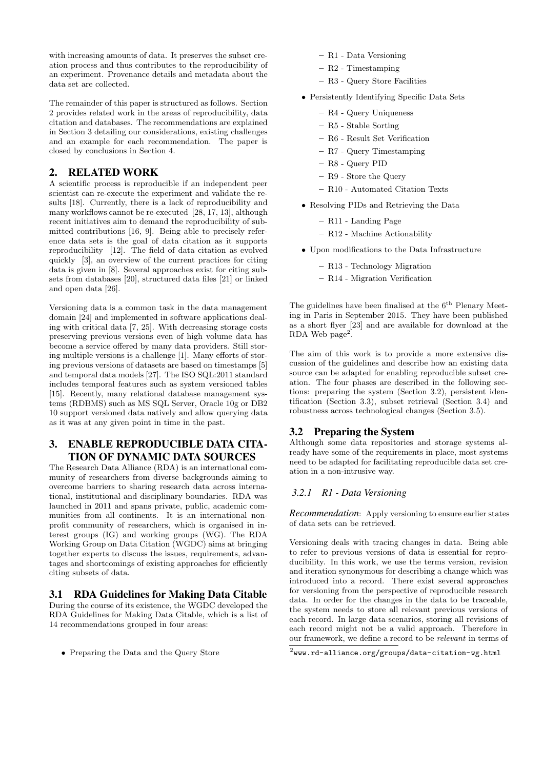with increasing amounts of data. It preserves the subset creation process and thus contributes to the reproducibility of an experiment. Provenance details and metadata about the data set are collected.

The remainder of this paper is structured as follows. Section 2 provides related work in the areas of reproducibility, data citation and databases. The recommendations are explained in Section 3 detailing our considerations, existing challenges and an example for each recommendation. The paper is closed by conclusions in Section 4.

## 2. RELATED WORK

A scientific process is reproducible if an independent peer scientist can re-execute the experiment and validate the results [18]. Currently, there is a lack of reproducibility and many workflows cannot be re-executed [28, 17, 13], although recent initiatives aim to demand the reproducibility of submitted contributions [16, 9]. Being able to precisely reference data sets is the goal of data citation as it supports reproducibility [12]. The field of data citation as evolved quickly [3], an overview of the current practices for citing data is given in [8]. Several approaches exist for citing subsets from databases [20], structured data files [21] or linked and open data [26].

Versioning data is a common task in the data management domain [24] and implemented in software applications dealing with critical data [7, 25]. With decreasing storage costs preserving previous versions even of high volume data has become a service offered by many data providers. Still storing multiple versions is a challenge [1]. Many efforts of storing previous versions of datasets are based on timestamps [5] and temporal data models [27]. The ISO SQL:2011 standard includes temporal features such as system versioned tables [15]. Recently, many relational database management systems (RDBMS) such as MS SQL Server, Oracle 10g or DB2 10 support versioned data natively and allow querying data as it was at any given point in time in the past.

## 3. ENABLE REPRODUCIBLE DATA CITATION OF DYNAMIC DATA SOURCES

The Research Data Alliance (RDA) is an international community of researchers from diverse backgrounds aiming to overcome barriers to sharing research data across international, institutional and disciplinary boundaries. RDA was launched in 2011 and spans private, public, academic communities from all continents. It is an international non-profit community of researchers, which is organised in interest groups (IG) and working groups (WG). The RDA Working Group on Data Citation (WGDC) aims at bringing together experts to discuss the issues, requirements, advantages and shortcomings of existing approaches for efficiently citing subsets of data.

### 3.1 RDA Guidelines for Making Data Citable

During the course of its existence, the WGDC developed the RDA Guidelines for Making Data Citable, which is a list of 14 recommendations grouped in four areas:

- Preparing the Data and the Query Store
  - R1 - Data Versioning
  - R2 - Timestamping
  - R3 - Query Store Facilities
- Persistently Identifying Specific Data Sets
  - R4 - Query Uniqueness
  - R5 - Stable Sorting
  - R6 - Result Set Verification
  - R7 - Query Timestamping
  - R8 - Query PID
  - R9 - Store the Query
  - R10 - Automated Citation Texts
- Resolving PIDs and Retrieving the Data
  - R11 - Landing Page
  - R12 - Machine Actionability
- Upon modifications to the Data Infrastructure
  - R13 - Technology Migration
  - R14 - Migration Verification

The guidelines have been finalised at the 6th Plenary Meeting in Paris in September 2015. They have been published as a short flyer [23] and are available for download at the RDA Web page[2].

The aim of this work is to provide a more extensive discussion of the guidelines and describe how an existing data source can be adapted for enabling reproducible subset creation. The four phases are described in the following sections: preparing the system (Section 3.2), persistent identification (Section 3.3), subset retrieval (Section 3.4) and robustness across technological changes (Section 3.5).

### 3.2 Preparing the System

Although some data repositories and storage systems already have some of the requirements in place, most systems need to be adapted for facilitating reproducible data set creation in a non-intrusive way.

#### 3.2.1 R1 - Data Versioning

*Recommendation*: Apply versioning to ensure earlier states of data sets can be retrieved.

Versioning deals with tracing changes in data. Being able to refer to previous versions of data is essential for reproducibility. In this work, we use the terms version, revision and iteration synonymous for describing a change which was introduced into a record. There exist several approaches for versioning from the perspective of reproducible research data. In order for the changes in the data to be traceable, the system needs to store all relevant previous versions of each record. In large data scenarios, storing all revisions of each record might not be a valid approach. Therefore in our framework, we define a record to be *relevant* in terms of

[2] www.rd-alliance.org/groups/data-citation-wg.html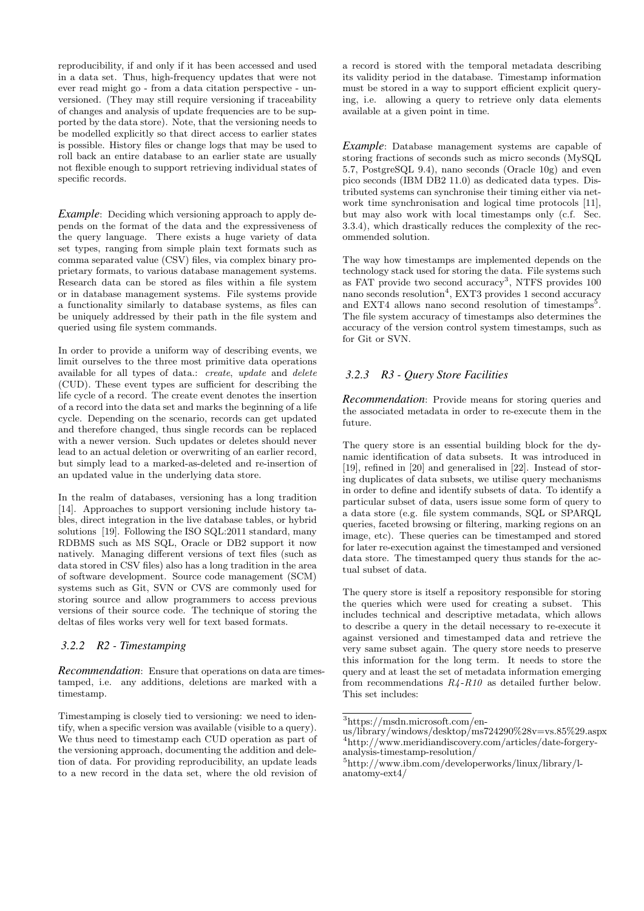reproducibility, if and only if it has been accessed and used in a data set. Thus, high-frequency updates that were not ever read might go - from a data citation perspective - unversioned. (They may still require versioning if traceability of changes and analysis of update frequencies are to be supported by the data store). Note, that the versioning needs to be modelled explicitly so that direct access to earlier states is possible. History files or change logs that may be used to roll back an entire database to an earlier state are usually not flexible enough to support retrieving individual states of specific records.

***Example***: Deciding which versioning approach to apply depends on the format of the data and the expressiveness of the query language. There exists a huge variety of data set types, ranging from simple plain text formats such as comma separated value (CSV) files, via complex binary proprietary formats, to various database management systems. Research data can be stored as files within a file system or in database management systems. File systems provide a functionality similarly to database systems, as files can be uniquely addressed by their path in the file system and queried using file system commands.

In order to provide a uniform way of describing events, we limit ourselves to the three most primitive data operations available for all types of data.: *create*, *update* and *delete* (CUD). These event types are sufficient for describing the life cycle of a record. The create event denotes the insertion of a record into the data set and marks the beginning of a life cycle. Depending on the scenario, records can get updated and therefore changed, thus single records can be replaced with a newer version. Such updates or deletes should never lead to an actual deletion or overwriting of an earlier record, but simply lead to a marked-as-deleted and re-insertion of an updated value in the underlying data store.

In the realm of databases, versioning has a long tradition [14]. Approaches to support versioning include history tables, direct integration in the live database tables, or hybrid solutions [19]. Following the ISO SQL:2011 standard, many RDBMS such as MS SQL, Oracle or DB2 support it now natively. Managing different versions of text files (such as data stored in CSV files) also has a long tradition in the area of software development. Source code management (SCM) systems such as Git, SVN or CVS are commonly used for storing source and allow programmers to access previous versions of their source code. The technique of storing the deltas of files works very well for text based formats.

### 3.2.2 R2 - Timestamping

***Recommendation***: Ensure that operations on data are timestamped, i.e. any additions, deletions are marked with a timestamp.

Timestamping is closely tied to versioning: we need to identify, when a specific version was available (visible to a query). We thus need to timestamp each CUD operation as part of the versioning approach, documenting the addition and deletion of data. For providing reproducibility, an update leads to a new record in the data set, where the old revision of a record is stored with the temporal metadata describing its validity period in the database. Timestamp information must be stored in a way to support efficient explicit querying, i.e. allowing a query to retrieve only data elements available at a given point in time.

***Example***: Database management systems are capable of storing fractions of seconds such as micro seconds (MySQL 5.7, PostgreSQL 9.4), nano seconds (Oracle 10g) and even pico seconds (IBM DB2 11.0) as dedicated data types. Distributed systems can synchronise their timing either via network time synchronisation and logical time protocols [11], but may also work with local timestamps only (c.f. Sec. 3.3.4), which drastically reduces the complexity of the recommended solution.

The way how timestamps are implemented depends on the technology stack used for storing the data. File systems such as FAT provide two second accuracy[3], NTFS provides 100 nano seconds resolution[4], EXT3 provides 1 second accuracy and EXT4 allows nano second resolution of timestamps[5]. The file system accuracy of timestamps also determines the accuracy of the version control system timestamps, such as for Git or SVN.

### 3.2.3 R3 - Query Store Facilities

***Recommendation***: Provide means for storing queries and the associated metadata in order to re-execute them in the future.

The query store is an essential building block for the dynamic identification of data subsets. It was introduced in [19], refined in [20] and generalised in [22]. Instead of storing duplicates of data subsets, we utilise query mechanisms in order to define and identify subsets of data. To identify a particular subset of data, users issue some form of query to a data store (e.g. file system commands, SQL or SPARQL queries, faceted browsing or filtering, marking regions on an image, etc). These queries can be timestamped and stored for later re-execution against the timestamped and versioned data store. The timestamped query thus stands for the actual subset of data.

The query store is itself a repository responsible for storing the queries which were used for creating a subset. This includes technical and descriptive metadata, which allows to describe a query in the detail necessary to re-execute it against versioned and timestamped data and retrieve the very same subset again. The query store needs to preserve this information for the long term. It needs to store the query and at least the set of metadata information emerging from recommendations *R4-R10* as detailed further below. This set includes:

[3] https://msdn.microsoft.com/en-us/library/windows/desktop/ms724290%28v=vs.85%29.aspx

[4] http://www.meridiandiscovery.com/articles/date-forgery-analysis-timestamp-resolution/

[5] http://www.ibm.com/developerworks/linux/library/l-anatomy-ext4/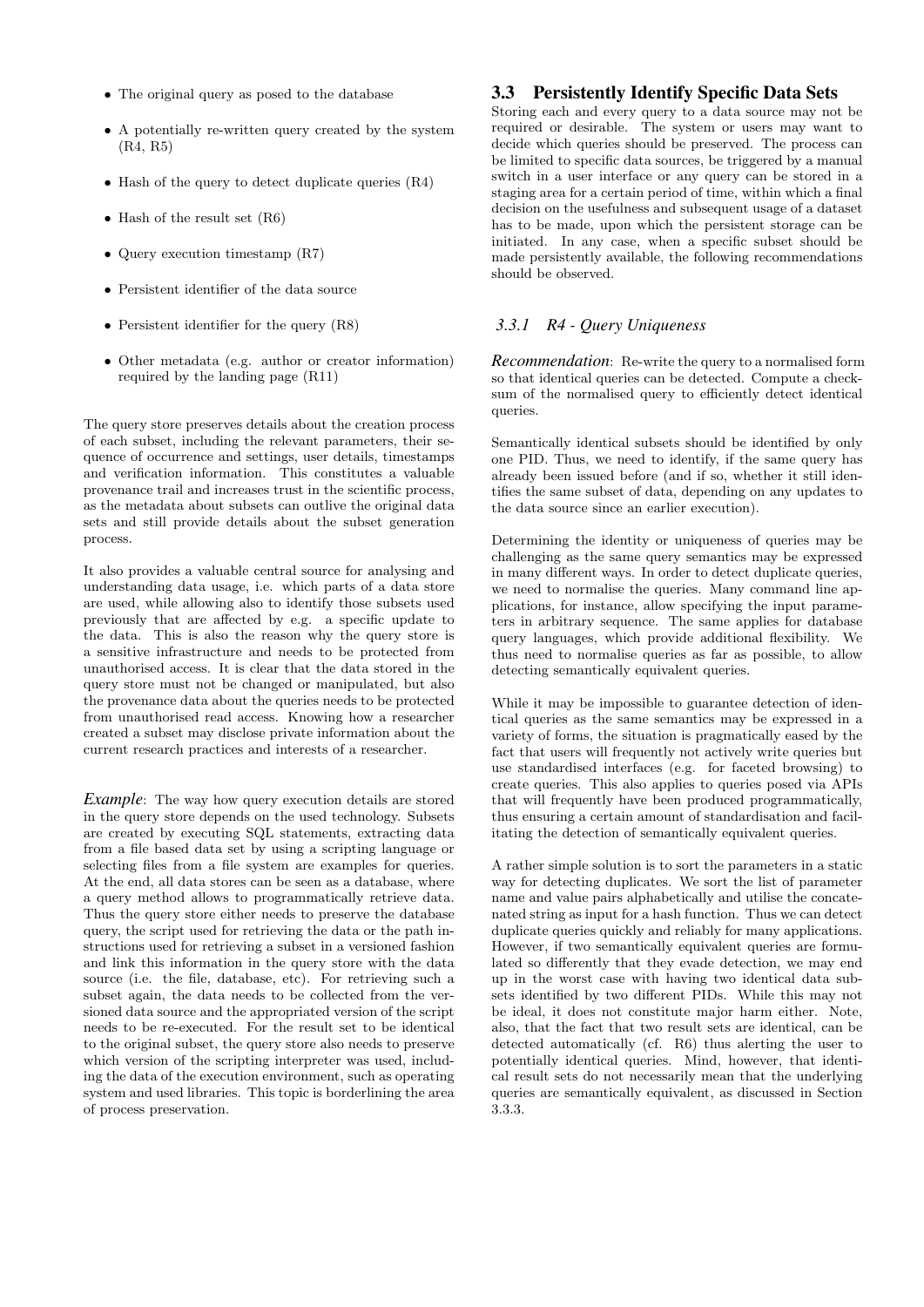- The original query as posed to the database
- A potentially re-written query created by the system (R4, R5)
- Hash of the query to detect duplicate queries (R4)
- Hash of the result set (R6)
- Query execution timestamp (R7)
- Persistent identifier of the data source
- Persistent identifier for the query (R8)
- Other metadata (e.g. author or creator information) required by the landing page (R11)

The query store preserves details about the creation process of each subset, including the relevant parameters, their sequence of occurrence and settings, user details, timestamps and verification information. This constitutes a valuable provenance trail and increases trust in the scientific process, as the metadata about subsets can outlive the original data sets and still provide details about the subset generation process.

It also provides a valuable central source for analysing and understanding data usage, i.e. which parts of a data store are used, while allowing also to identify those subsets used previously that are affected by e.g. a specific update to the data. This is also the reason why the query store is a sensitive infrastructure and needs to be protected from unauthorised access. It is clear that the data stored in the query store must not be changed or manipulated, but also the provenance data about the queries needs to be protected from unauthorised read access. Knowing how a researcher created a subset may disclose private information about the current research practices and interests of a researcher.

***Example***: The way how query execution details are stored in the query store depends on the used technology. Subsets are created by executing SQL statements, extracting data from a file based data set by using a scripting language or selecting files from a file system are examples for queries. At the end, all data stores can be seen as a database, where a query method allows to programmatically retrieve data. Thus the query store either needs to preserve the database query, the script used for retrieving the data or the path instructions used for retrieving a subset in a versioned fashion and link this information in the query store with the data source (i.e. the file, database, etc). For retrieving such a subset again, the data needs to be collected from the versioned data source and the appropriated version of the script needs to be re-executed. For the result set to be identical to the original subset, the query store also needs to preserve which version of the scripting interpreter was used, including the data of the execution environment, such as operating system and used libraries. This topic is borderlining the area of process preservation.

## 3.3 Persistently Identify Specific Data Sets

Storing each and every query to a data source may not be required or desirable. The system or users may want to decide which queries should be preserved. The process can be limited to specific data sources, be triggered by a manual switch in a user interface or any query can be stored in a staging area for a certain period of time, within which a final decision on the usefulness and subsequent usage of a dataset has to be made, upon which the persistent storage can be initiated. In any case, when a specific subset should be made persistently available, the following recommendations should be observed.

### *3.3.1 R4 - Query Uniqueness*

***Recommendation***: Re-write the query to a normalised form so that identical queries can be detected. Compute a checksum of the normalised query to efficiently detect identical queries.

Semantically identical subsets should be identified by only one PID. Thus, we need to identify, if the same query has already been issued before (and if so, whether it still identifies the same subset of data, depending on any updates to the data source since an earlier execution).

Determining the identity or uniqueness of queries may be challenging as the same query semantics may be expressed in many different ways. In order to detect duplicate queries, we need to normalise the queries. Many command line applications, for instance, allow specifying the input parameters in arbitrary sequence. The same applies for database query languages, which provide additional flexibility. We thus need to normalise queries as far as possible, to allow detecting semantically equivalent queries.

While it may be impossible to guarantee detection of identical queries as the same semantics may be expressed in a variety of forms, the situation is pragmatically eased by the fact that users will frequently not actively write queries but use standardised interfaces (e.g. for faceted browsing) to create queries. This also applies to queries posed via APIs that will frequently have been produced programmatically, thus ensuring a certain amount of standardisation and facilitating the detection of semantically equivalent queries.

A rather simple solution is to sort the parameters in a static way for detecting duplicates. We sort the list of parameter name and value pairs alphabetically and utilise the concatenated string as input for a hash function. Thus we can detect duplicate queries quickly and reliably for many applications. However, if two semantically equivalent queries are formulated so differently that they evade detection, we may end up in the worst case with having two identical data subsets identified by two different PIDs. While this may not be ideal, it does not constitute major harm either. Note, also, that the fact that two result sets are identical, can be detected automatically (cf. R6) thus alerting the user to potentially identical queries. Mind, however, that identical result sets do not necessarily mean that the underlying queries are semantically equivalent, as discussed in Section 3.3.3.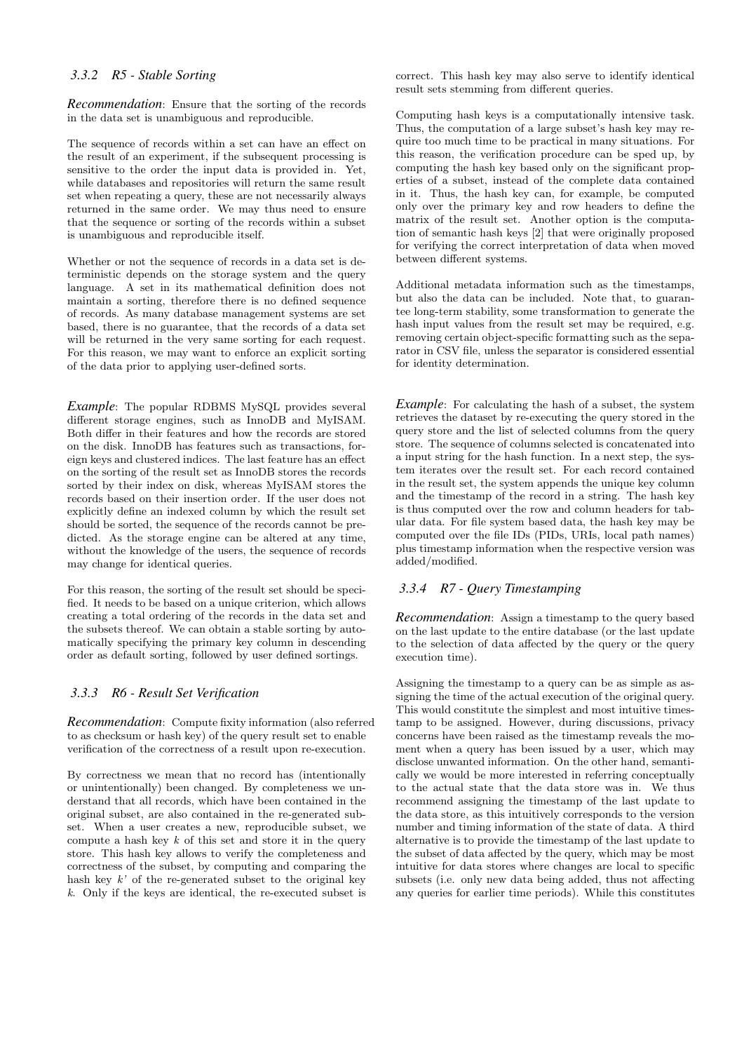### 3.3.2 R5 - Stable Sorting

*Recommendation*: Ensure that the sorting of the records in the data set is unambiguous and reproducible.

The sequence of records within a set can have an effect on the result of an experiment, if the subsequent processing is sensitive to the order the input data is provided in. Yet, while databases and repositories will return the same result set when repeating a query, these are not necessarily always returned in the same order. We may thus need to ensure that the sequence or sorting of the records within a subset is unambiguous and reproducible itself.

Whether or not the sequence of records in a data set is deterministic depends on the storage system and the query language. A set in its mathematical definition does not maintain a sorting, therefore there is no defined sequence of records. As many database management systems are set based, there is no guarantee, that the records of a data set will be returned in the very same sorting for each request. For this reason, we may want to enforce an explicit sorting of the data prior to applying user-defined sorts.

*Example*: The popular RDBMS MySQL provides several different storage engines, such as InnoDB and MyISAM. Both differ in their features and how the records are stored on the disk. InnoDB has features such as transactions, foreign keys and clustered indices. The last feature has an effect on the sorting of the result set as InnoDB stores the records sorted by their index on disk, whereas MyISAM stores the records based on their insertion order. If the user does not explicitly define an indexed column by which the result set should be sorted, the sequence of the records cannot be predicted. As the storage engine can be altered at any time, without the knowledge of the users, the sequence of records may change for identical queries.

For this reason, the sorting of the result set should be specified. It needs to be based on a unique criterion, which allows creating a total ordering of the records in the data set and the subsets thereof. We can obtain a stable sorting by automatically specifying the primary key column in descending order as default sorting, followed by user defined sortings.

### 3.3.3 R6 - Result Set Verification

*Recommendation*: Compute fixity information (also referred to as checksum or hash key) of the query result set to enable verification of the correctness of a result upon re-execution.

By correctness we mean that no record has (intentionally or unintentionally) been changed. By completeness we understand that all records, which have been contained in the original subset, are also contained in the re-generated subset. When a user creates a new, reproducible subset, we compute a hash key $k$ of this set and store it in the query store. This hash key allows to verify the completeness and correctness of the subset, by computing and comparing the hash key $k'$ of the re-generated subset to the original key $k$. Only if the keys are identical, the re-executed subset is correct. This hash key may also serve to identify identical result sets stemming from different queries.

Computing hash keys is a computationally intensive task. Thus, the computation of a large subset's hash key may require too much time to be practical in many situations. For this reason, the verification procedure can be sped up, by computing the hash key based only on the significant properties of a subset, instead of the complete data contained in it. Thus, the hash key can, for example, be computed only over the primary key and row headers to define the matrix of the result set. Another option is the computation of semantic hash keys [2] that were originally proposed for verifying the correct interpretation of data when moved between different systems.

Additional metadata information such as the timestamps, but also the data can be included. Note that, to guarantee long-term stability, some transformation to generate the hash input values from the result set may be required, e.g. removing certain object-specific formatting such as the separator in CSV file, unless the separator is considered essential for identity determination.

*Example*: For calculating the hash of a subset, the system retrieves the dataset by re-executing the query stored in the query store and the list of selected columns from the query store. The sequence of columns selected is concatenated into a input string for the hash function. In a next step, the system iterates over the result set. For each record contained in the result set, the system appends the unique key column and the timestamp of the record in a string. The hash key is thus computed over the row and column headers for tabular data. For file system based data, the hash key may be computed over the file IDs (PIDs, URIs, local path names) plus timestamp information when the respective version was added/modified.

### 3.3.4 R7 - Query Timestamping

*Recommendation*: Assign a timestamp to the query based on the last update to the entire database (or the last update to the selection of data affected by the query or the query execution time).

Assigning the timestamp to a query can be as simple as assigning the time of the actual execution of the original query. This would constitute the simplest and most intuitive timestamp to be assigned. However, during discussions, privacy concerns have been raised as the timestamp reveals the moment when a query has been issued by a user, which may disclose unwanted information. On the other hand, semantically we would be more interested in referring conceptually to the actual state that the data store was in. We thus recommend assigning the timestamp of the last update to the data store, as this intuitively corresponds to the version number and timing information of the state of data. A third alternative is to provide the timestamp of the last update to the subset of data affected by the query, which may be most intuitive for data stores where changes are local to specific subsets (i.e. only new data being added, thus not affecting any queries for earlier time periods). While this constitutes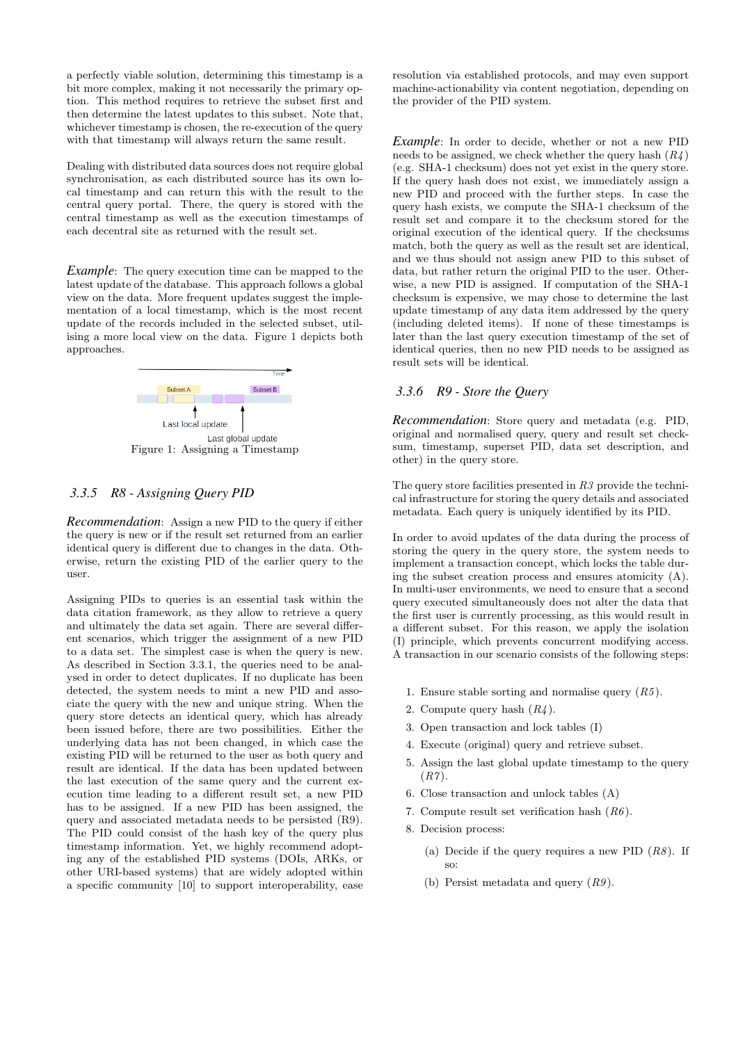a perfectly viable solution, determining this timestamp is a bit more complex, making it not necessarily the primary option. This method requires to retrieve the subset first and then determine the latest updates to this subset. Note that, whichever timestamp is chosen, the re-execution of the query with that timestamp will always return the same result.

Dealing with distributed data sources does not require global synchronisation, as each distributed source has its own local timestamp and can return this with the result to the central query portal. There, the query is stored with the central timestamp as well as the execution timestamps of each decentral site as returned with the result set.

*Example*: The query execution time can be mapped to the latest update of the database. This approach follows a global view on the data. More frequent updates suggest the implementation of a local timestamp, which is the most recent update of the records included in the selected subset, utilising a more local view on the data. Figure 1 depicts both approaches.

Figure 1: Assigning a Timestamp

### 3.3.5 R8 - Assigning Query PID

*Recommendation*: Assign a new PID to the query if either the query is new or if the result set returned from an earlier identical query is different due to changes in the data. Otherwise, return the existing PID of the earlier query to the user.

Assigning PIDs to queries is an essential task within the data citation framework, as they allow to retrieve a query and ultimately the data set again. There are several different scenarios, which trigger the assignment of a new PID to a data set. The simplest case is when the query is new. As described in Section 3.3.1, the queries need to be analysed in order to detect duplicates. If no duplicate has been detected, the system needs to mint a new PID and associate the query with the new and unique string. When the query store detects an identical query, which has already been issued before, there are two possibilities. Either the underlying data has not been changed, in which case the existing PID will be returned to the user as both query and result are identical. If the data has been updated between the last execution of the same query and the current execution time leading to a different result set, a new PID has to be assigned. If a new PID has been assigned, the query and associated metadata needs to be persisted (R9). The PID could consist of the hash key of the query plus timestamp information. Yet, we highly recommend adopting any of the established PID systems (DOIs, ARKs, or other URI-based systems) that are widely adopted within a specific community [10] to support interoperability, ease resolution via established protocols, and may even support machine-actionability via content negotiation, depending on the provider of the PID system.

*Example*: In order to decide, whether or not a new PID needs to be assigned, we check whether the query hash (*R4*) (e.g. SHA-1 checksum) does not yet exist in the query store. If the query hash does not exist, we immediately assign a new PID and proceed with the further steps. In case the query hash exists, we compute the SHA-1 checksum of the result set and compare it to the checksum stored for the original execution of the identical query. If the checksums match, both the query as well as the result set are identical, and we thus should not assign anew PID to this subset of data, but rather return the original PID to the user. Otherwise, a new PID is assigned. If computation of the SHA-1 checksum is expensive, we may chose to determine the last update timestamp of any data item addressed by the query (including deleted items). If none of these timestamps is later than the last query execution timestamp of the set of identical queries, then no new PID needs to be assigned as result sets will be identical.

### 3.3.6 R9 - Store the Query

*Recommendation*: Store query and metadata (e.g. PID, original and normalised query, query and result set checksum, timestamp, superset PID, data set description, and other) in the query store.

The query store facilities presented in *R3* provide the technical infrastructure for storing the query details and associated metadata. Each query is uniquely identified by its PID.

In order to avoid updates of the data during the process of storing the query in the query store, the system needs to implement a transaction concept, which locks the table during the subset creation process and ensures atomicity (A). In multi-user environments, we need to ensure that a second query executed simultaneously does not alter the data that the first user is currently processing, as this would result in a different subset. For this reason, we apply the isolation (I) principle, which prevents concurrent modifying access. A transaction in our scenario consists of the following steps:

1. Ensure stable sorting and normalise query (*R5*).
2. Compute query hash (*R4*).
3. Open transaction and lock tables (I)
4. Execute (original) query and retrieve subset.
5. Assign the last global update timestamp to the query (*R7*).
6. Close transaction and unlock tables (A)
7. Compute result set verification hash (*R6*).
8. Decision process:
   (a) Decide if the query requires a new PID (*R8*). If so:
   (b) Persist metadata and query (*R9*).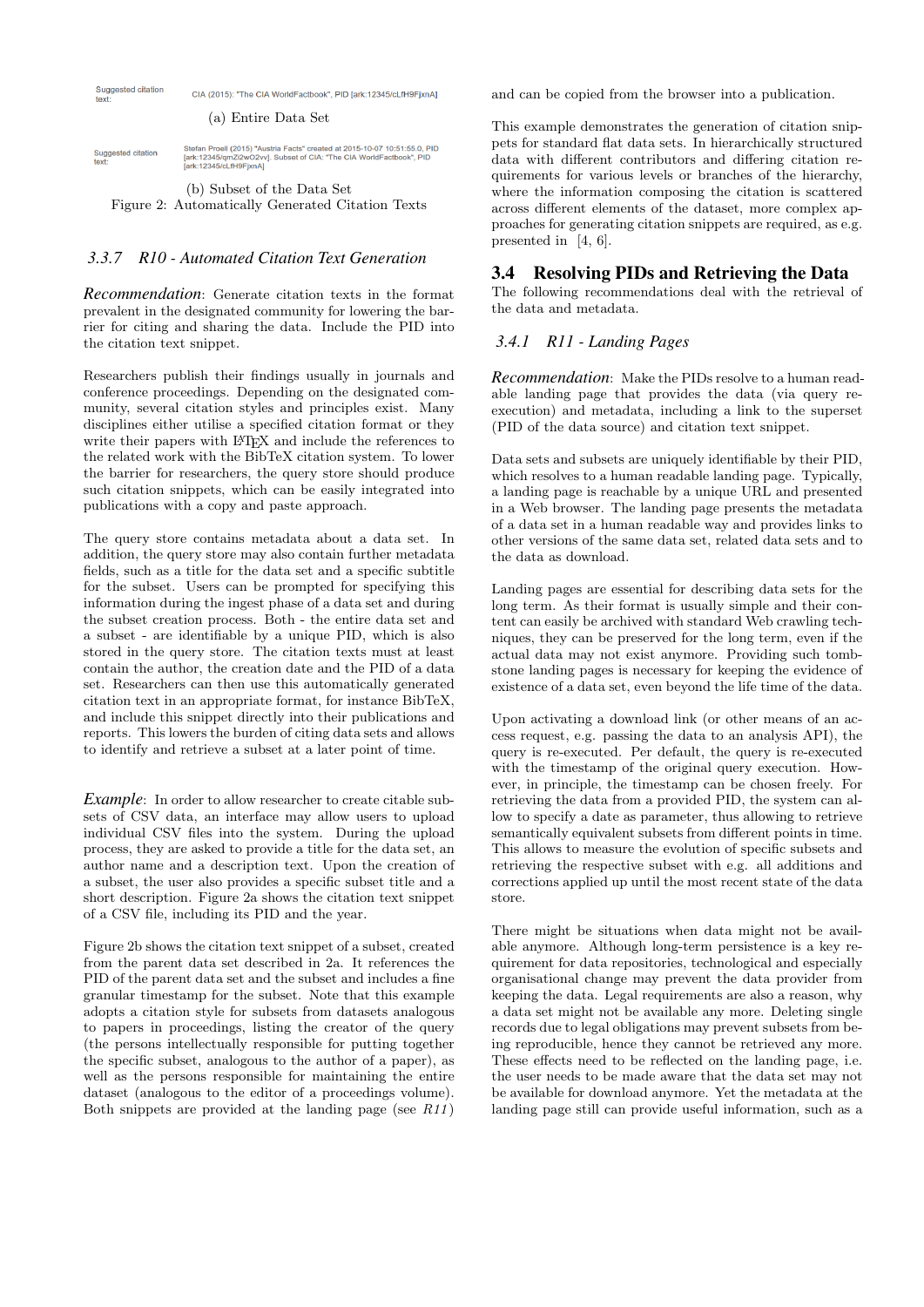Suggested citation text: CIA (2015): "The CIA WorldFactbook", PID [ark:12345/cLfH9FjxnA]

(a) Entire Data Set

Suggested citation text: Stefan Proell (2015) "Austria Facts" created at 2015-10-07 10:51:55.0, PID [ark:12345/qmZi2wO2vv]. Subset of CIA: "The CIA WorldFactbook", PID [ark:12345/cLfH9FjxnA]

(b) Subset of the Data Set

Figure 2: Automatically Generated Citation Texts

#### 3.3.7 R10 - Automated Citation Text Generation

***Recommendation***: Generate citation texts in the format prevalent in the designated community for lowering the barrier for citing and sharing the data. Include the PID into the citation text snippet.

Researchers publish their findings usually in journals and conference proceedings. Depending on the designated community, several citation styles and principles exist. Many disciplines either utilise a specified citation format or they write their papers with LaTeX and include the references to the related work with the BibTeX citation system. To lower the barrier for researchers, the query store should produce such citation snippets, which can be easily integrated into publications with a copy and paste approach.

The query store contains metadata about a data set. In addition, the query store may also contain further metadata fields, such as a title for the data set and a specific subtitle for the subset. Users can be prompted for specifying this information during the ingest phase of a data set and during the subset creation process. Both - the entire data set and a subset - are identifiable by a unique PID, which is also stored in the query store. The citation texts must at least contain the author, the creation date and the PID of a data set. Researchers can then use this automatically generated citation text in an appropriate format, for instance BibTeX, and include this snippet directly into their publications and reports. This lowers the burden of citing data sets and allows to identify and retrieve a subset at a later point of time.

***Example***: In order to allow researcher to create citable subsets of CSV data, an interface may allow users to upload individual CSV files into the system. During the upload process, they are asked to provide a title for the data set, an author name and a description text. Upon the creation of a subset, the user also provides a specific subset title and a short description. Figure 2a shows the citation text snippet of a CSV file, including its PID and the year.

Figure 2b shows the citation text snippet of a subset, created from the parent data set described in 2a. It references the PID of the parent data set and the subset and includes a fine granular timestamp for the subset. Note that this example adopts a citation style for subsets from datasets analogous to papers in proceedings, listing the creator of the query (the persons intellectually responsible for putting together the specific subset, analogous to the author of a paper), as well as the persons responsible for maintaining the entire dataset (analogous to the editor of a proceedings volume). Both snippets are provided at the landing page (see *R11*) and can be copied from the browser into a publication.

This example demonstrates the generation of citation snippets for standard flat data sets. In hierarchically structured data with different contributors and differing citation requirements for various levels or branches of the hierarchy, where the information composing the citation is scattered across different elements of the dataset, more complex approaches for generating citation snippets are required, as e.g. presented in [4, 6].

## 3.4 Resolving PIDs and Retrieving the Data

The following recommendations deal with the retrieval of the data and metadata.

#### 3.4.1 R11 - Landing Pages

***Recommendation***: Make the PIDs resolve to a human readable landing page that provides the data (via query re-execution) and metadata, including a link to the superset (PID of the data source) and citation text snippet.

Data sets and subsets are uniquely identifiable by their PID, which resolves to a human readable landing page. Typically, a landing page is reachable by a unique URL and presented in a Web browser. The landing page presents the metadata of a data set in a human readable way and provides links to other versions of the same data set, related data sets and to the data as download.

Landing pages are essential for describing data sets for the long term. As their format is usually simple and their content can easily be archived with standard Web crawling techniques, they can be preserved for the long term, even if the actual data may not exist anymore. Providing such tombstone landing pages is necessary for keeping the evidence of existence of a data set, even beyond the life time of the data.

Upon activating a download link (or other means of an access request, e.g. passing the data to an analysis API), the query is re-executed. Per default, the query is re-executed with the timestamp of the original query execution. However, in principle, the timestamp can be chosen freely. For retrieving the data from a provided PID, the system can allow to specify a date as parameter, thus allowing to retrieve semantically equivalent subsets from different points in time. This allows to measure the evolution of specific subsets and retrieving the respective subset with e.g. all additions and corrections applied up until the most recent state of the data store.

There might be situations when data might not be available anymore. Although long-term persistence is a key requirement for data repositories, technological and especially organisational change may prevent the data provider from keeping the data. Legal requirements are also a reason, why a data set might not be available any more. Deleting single records due to legal obligations may prevent subsets from being reproducible, hence they cannot be retrieved any more. These effects need to be reflected on the landing page, i.e. the user needs to be made aware that the data set may not be available for download anymore. Yet the metadata at the landing page still can provide useful information, such as a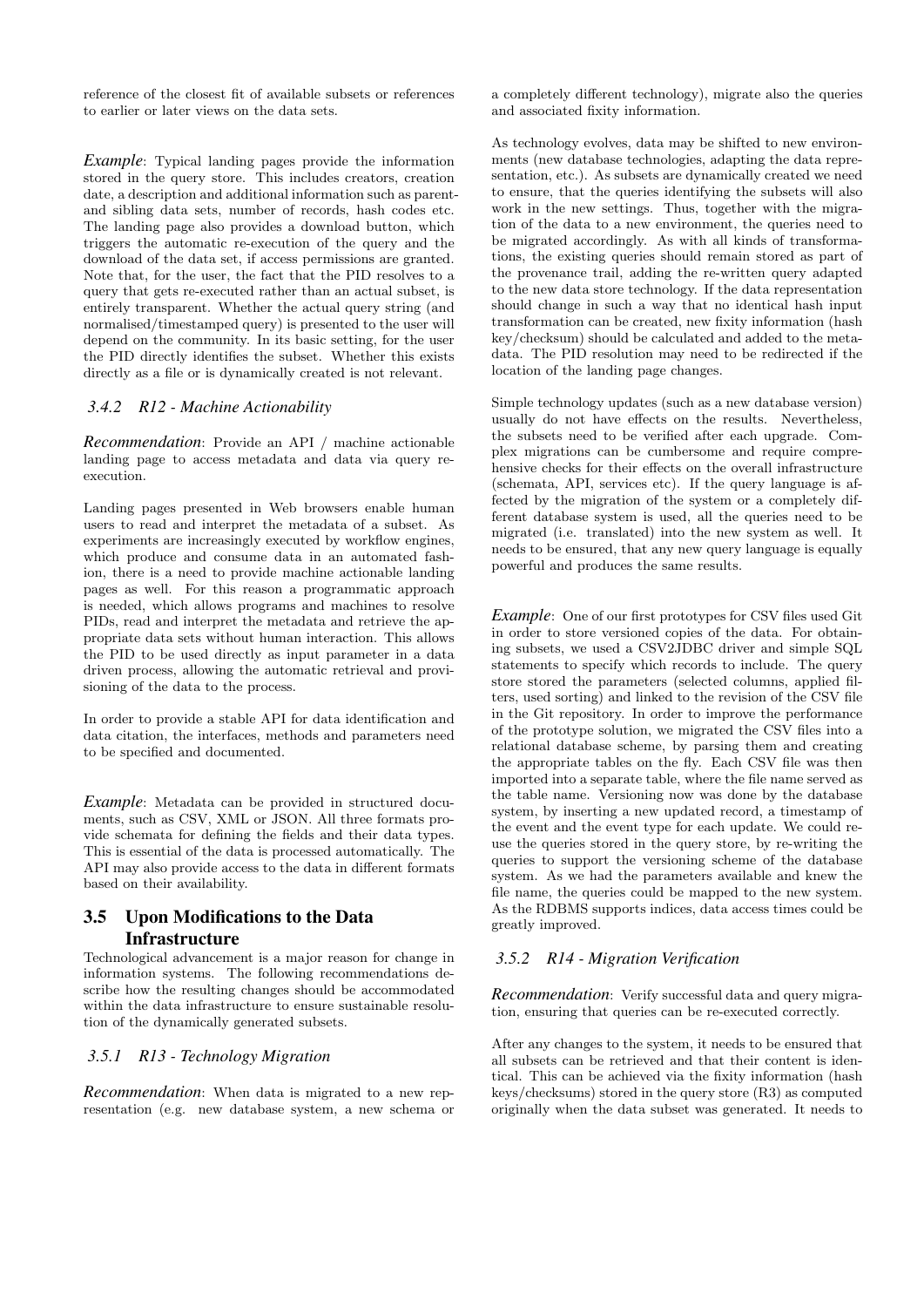reference of the closest fit of available subsets or references to earlier or later views on the data sets.

*Example*: Typical landing pages provide the information stored in the query store. This includes creators, creation date, a description and additional information such as parent- and sibling data sets, number of records, hash codes etc. The landing page also provides a download button, which triggers the automatic re-execution of the query and the download of the data set, if access permissions are granted. Note that, for the user, the fact that the PID resolves to a query that gets re-executed rather than an actual subset, is entirely transparent. Whether the actual query string (and normalised/timestamped query) is presented to the user will depend on the community. In its basic setting, for the user the PID directly identifies the subset. Whether this exists directly as a file or is dynamically created is not relevant.

### 3.4.2 R12 - Machine Actionability

*Recommendation*: Provide an API / machine actionable landing page to access metadata and data via query re-execution.

Landing pages presented in Web browsers enable human users to read and interpret the metadata of a subset. As experiments are increasingly executed by workflow engines, which produce and consume data in an automated fashion, there is a need to provide machine actionable landing pages as well. For this reason a programmatic approach is needed, which allows programs and machines to resolve PIDs, read and interpret the metadata and retrieve the appropriate data sets without human interaction. This allows the PID to be used directly as input parameter in a data driven process, allowing the automatic retrieval and provisioning of the data to the process.

In order to provide a stable API for data identification and data citation, the interfaces, methods and parameters need to be specified and documented.

*Example*: Metadata can be provided in structured documents, such as CSV, XML or JSON. All three formats provide schemata for defining the fields and their data types. This is essential of the data is processed automatically. The API may also provide access to the data in different formats based on their availability.

## 3.5 Upon Modifications to the Data Infrastructure

Technological advancement is a major reason for change in information systems. The following recommendations describe how the resulting changes should be accommodated within the data infrastructure to ensure sustainable resolution of the dynamically generated subsets.

### 3.5.1 R13 - Technology Migration

*Recommendation*: When data is migrated to a new representation (e.g. new database system, a new schema or a completely different technology), migrate also the queries and associated fixity information.

As technology evolves, data may be shifted to new environments (new database technologies, adapting the data representation, etc.). As subsets are dynamically created we need to ensure, that the queries identifying the subsets will also work in the new settings. Thus, together with the migration of the data to a new environment, the queries need to be migrated accordingly. As with all kinds of transformations, the existing queries should remain stored as part of the provenance trail, adding the re-written query adapted to the new data store technology. If the data representation should change in such a way that no identical hash input transformation can be created, new fixity information (hash key/checksum) should be calculated and added to the metadata. The PID resolution may need to be redirected if the location of the landing page changes.

Simple technology updates (such as a new database version) usually do not have effects on the results. Nevertheless, the subsets need to be verified after each upgrade. Complex migrations can be cumbersome and require comprehensive checks for their effects on the overall infrastructure (schemata, API, services etc). If the query language is affected by the migration of the system or a completely different database system is used, all the queries need to be migrated (i.e. translated) into the new system as well. It needs to be ensured, that any new query language is equally powerful and produces the same results.

*Example*: One of our first prototypes for CSV files used Git in order to store versioned copies of the data. For obtaining subsets, we used a CSV2JDBC driver and simple SQL statements to specify which records to include. The query store stored the parameters (selected columns, applied filters, used sorting) and linked to the revision of the CSV file in the Git repository. In order to improve the performance of the prototype solution, we migrated the CSV files into a relational database scheme, by parsing them and creating the appropriate tables on the fly. Each CSV file was then imported into a separate table, where the file name served as the table name. Versioning now was done by the database system, by inserting a new updated record, a timestamp of the event and the event type for each update. We could re-use the queries stored in the query store, by re-writing the queries to support the versioning scheme of the database system. As we had the parameters available and knew the file name, the queries could be mapped to the new system. As the RDBMS supports indices, data access times could be greatly improved.

### 3.5.2 R14 - Migration Verification

*Recommendation*: Verify successful data and query migration, ensuring that queries can be re-executed correctly.

After any changes to the system, it needs to be ensured that all subsets can be retrieved and that their content is identical. This can be achieved via the fixity information (hash keys/checksums) stored in the query store (R3) as computed originally when the data subset was generated. It needs to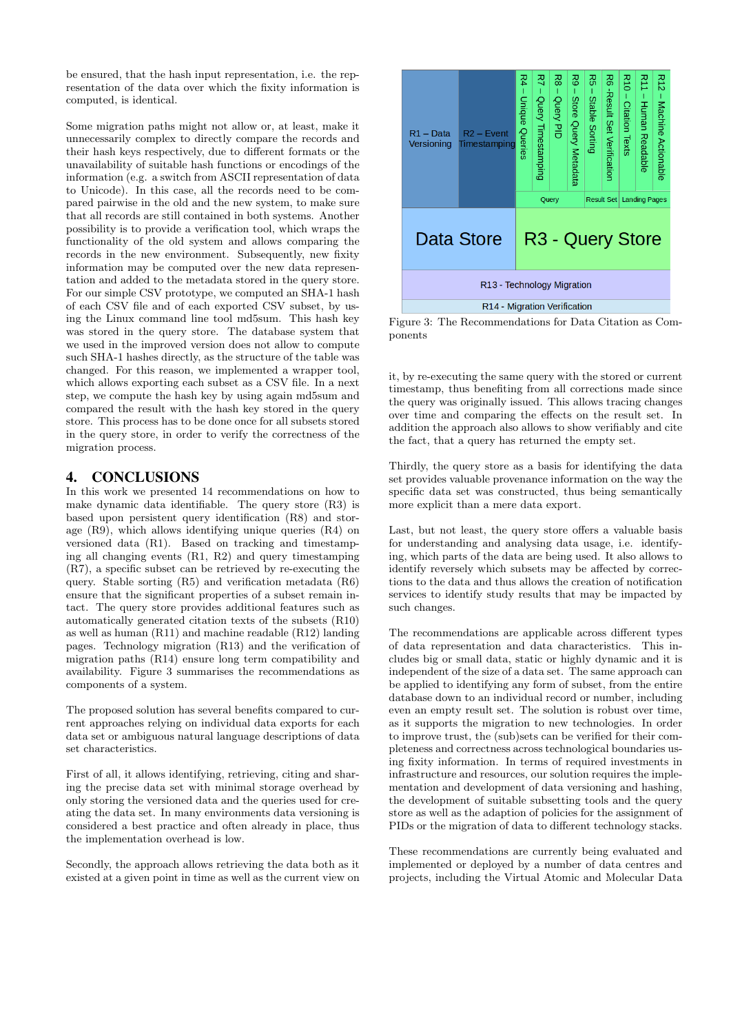be ensured, that the hash input representation, i.e. the representation of the data over which the fixity information is computed, is identical.

Some migration paths might not allow or, at least, make it unnecessarily complex to directly compare the records and their hash keys respectively, due to different formats or the unavailability of suitable hash functions or encodings of the information (e.g. a switch from ASCII representation of data to Unicode). In this case, all the records need to be compared pairwise in the old and the new system, to make sure that all records are still contained in both systems. Another possibility is to provide a verification tool, which wraps the functionality of the old system and allows comparing the records in the new environment. Subsequently, new fixity information may be computed over the new data representation and added to the metadata stored in the query store. For our simple CSV prototype, we computed an SHA-1 hash of each CSV file and of each exported CSV subset, by using the Linux command line tool md5sum. This hash key was stored in the query store. The database system that we used in the improved version does not allow to compute such SHA-1 hashes directly, as the structure of the table was changed. For this reason, we implemented a wrapper tool, which allows exporting each subset as a CSV file. In a next step, we compute the hash key by using again md5sum and compared the result with the hash key stored in the query store. This process has to be done once for all subsets stored in the query store, in order to verify the correctness of the migration process.

## 4. CONCLUSIONS

In this work we presented 14 recommendations on how to make dynamic data identifiable. The query store (R3) is based upon persistent query identification (R8) and storage (R9), which allows identifying unique queries (R4) on versioned data (R1). Based on tracking and timestamping all changing events (R1, R2) and query timestamping (R7), a specific subset can be retrieved by re-executing the query. Stable sorting (R5) and verification metadata (R6) ensure that the significant properties of a subset remain intact. The query store provides additional features such as automatically generated citation texts of the subsets (R10) as well as human (R11) and machine readable (R12) landing pages. Technology migration (R13) and the verification of migration paths (R14) ensure long term compatibility and availability. Figure 3 summarises the recommendations as components of a system.

The proposed solution has several benefits compared to current approaches relying on individual data exports for each data set or ambiguous natural language descriptions of data set characteristics.

First of all, it allows identifying, retrieving, citing and sharing the precise data set with minimal storage overhead by only storing the versioned data and the queries used for creating the data set. In many environments data versioning is considered a best practice and often already in place, thus the implementation overhead is low.

Secondly, the approach allows retrieving the data both as it existed at a given point in time as well as the current view on it, by re-executing the same query with the stored or current timestamp, thus benefiting from all corrections made since the query was originally issued. This allows tracing changes over time and comparing the effects on the result set. In addition the approach also allows to show verifiably and cite the fact, that a query has returned the empty set.

Figure 3: The Recommendations for Data Citation as Components

Thirdly, the query store as a basis for identifying the data set provides valuable provenance information on the way the specific data set was constructed, thus being semantically more explicit than a mere data export.

Last, but not least, the query store offers a valuable basis for understanding and analysing data usage, i.e. identifying, which parts of the data are being used. It also allows to identify reversely which subsets may be affected by corrections to the data and thus allows the creation of notification services to identify study results that may be impacted by such changes.

The recommendations are applicable across different types of data representation and data characteristics. This includes big or small data, static or highly dynamic and it is independent of the size of a data set. The same approach can be applied to identifying any form of subset, from the entire database down to an individual record or number, including even an empty result set. The solution is robust over time, as it supports the migration to new technologies. In order to improve trust, the (sub)sets can be verified for their completeness and correctness across technological boundaries using fixity information. In terms of required investments in infrastructure and resources, our solution requires the implementation and development of data versioning and hashing, the development of suitable subsetting tools and the query store as well as the adaption of policies for the assignment of PIDs or the migration of data to different technology stacks.

These recommendations are currently being evaluated and implemented or deployed by a number of data centres and projects, including the Virtual Atomic and Molecular Data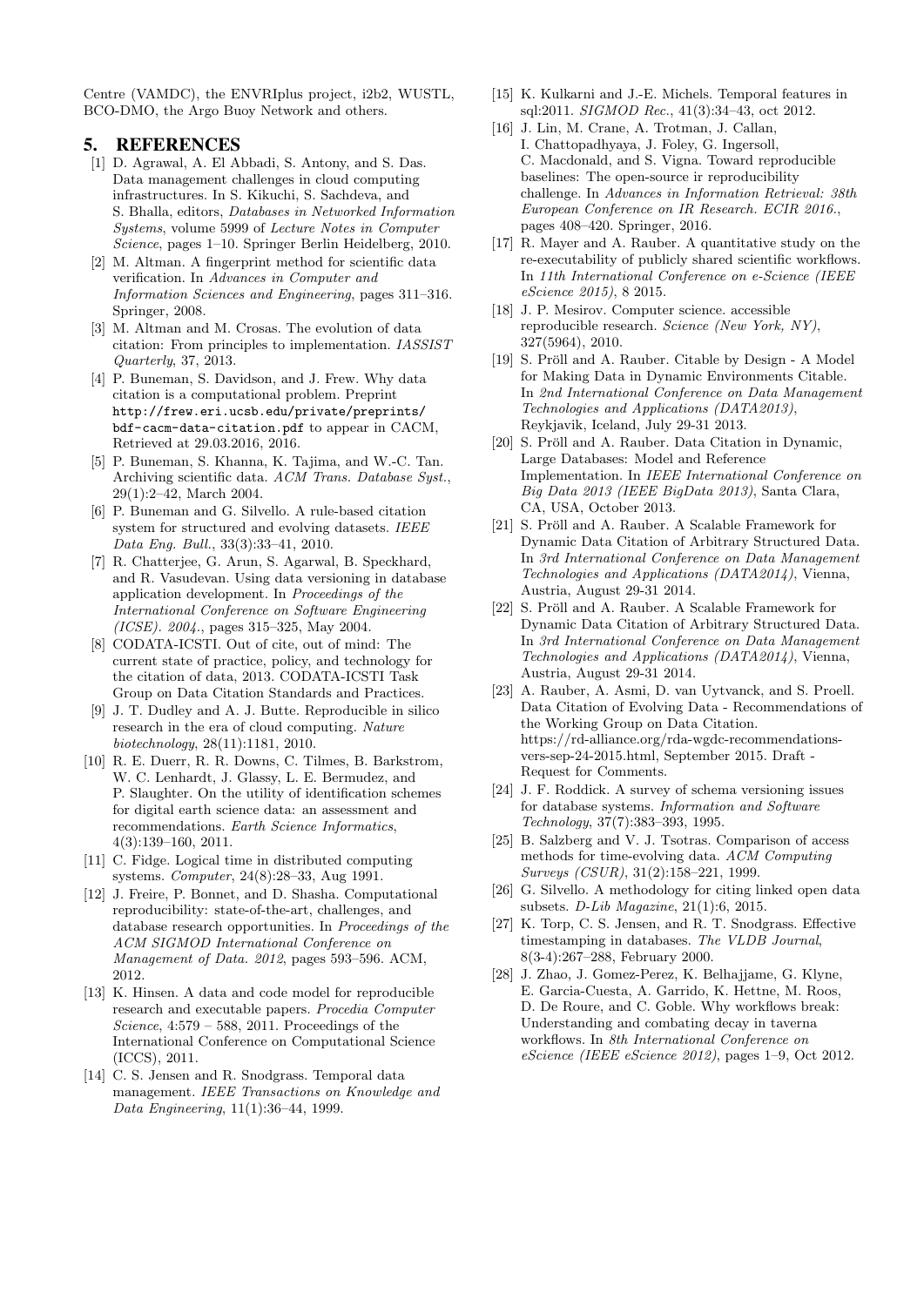Centre (VAMDC), the ENVRIplus project, i2b2, WUSTL, BCO-DMO, the Argo Buoy Network and others.

## 5. REFERENCES

[1] D. Agrawal, A. El Abbadi, S. Antony, and S. Das. Data management challenges in cloud computing infrastructures. In S. Kikuchi, S. Sachdeva, and S. Bhalla, editors, *Databases in Networked Information Systems*, volume 5999 of *Lecture Notes in Computer Science*, pages 1–10. Springer Berlin Heidelberg, 2010.

[2] M. Altman. A fingerprint method for scientific data verification. In *Advances in Computer and Information Sciences and Engineering*, pages 311–316. Springer, 2008.

[3] M. Altman and M. Crosas. The evolution of data citation: From principles to implementation. *IASSIST Quarterly*, 37, 2013.

[4] P. Buneman, S. Davidson, and J. Frew. Why data citation is a computational problem. Preprint `http://frew.eri.ucsb.edu/private/preprints/bdf-cacm-data-citation.pdf` to appear in CACM, Retrieved at 29.03.2016, 2016.

[5] P. Buneman, S. Khanna, K. Tajima, and W.-C. Tan. Archiving scientific data. *ACM Trans. Database Syst.*, 29(1):2–42, March 2004.

[6] P. Buneman and G. Silvello. A rule-based citation system for structured and evolving datasets. *IEEE Data Eng. Bull.*, 33(3):33–41, 2010.

[7] R. Chatterjee, G. Arun, S. Agarwal, B. Speckhard, and R. Vasudevan. Using data versioning in database application development. In *Proceedings of the International Conference on Software Engineering (ICSE). 2004.*, pages 315–325, May 2004.

[8] CODATA-ICSTI. Out of cite, out of mind: The current state of practice, policy, and technology for the citation of data, 2013. CODATA-ICSTI Task Group on Data Citation Standards and Practices.

[9] J. T. Dudley and A. J. Butte. Reproducible in silico research in the era of cloud computing. *Nature biotechnology*, 28(11):1181, 2010.

[10] R. E. Duerr, R. R. Downs, C. Tilmes, B. Barkstrom, W. C. Lenhardt, J. Glassy, L. E. Bermudez, and P. Slaughter. On the utility of identification schemes for digital earth science data: an assessment and recommendations. *Earth Science Informatics*, 4(3):139–160, 2011.

[11] C. Fidge. Logical time in distributed computing systems. *Computer*, 24(8):28–33, Aug 1991.

[12] J. Freire, P. Bonnet, and D. Shasha. Computational reproducibility: state-of-the-art, challenges, and database research opportunities. In *Proceedings of the ACM SIGMOD International Conference on Management of Data. 2012*, pages 593–596. ACM, 2012.

[13] K. Hinsen. A data and code model for reproducible research and executable papers. *Procedia Computer Science*, 4:579 – 588, 2011. Proceedings of the International Conference on Computational Science (ICCS), 2011.

[14] C. S. Jensen and R. Snodgrass. Temporal data management. *IEEE Transactions on Knowledge and Data Engineering*, 11(1):36–44, 1999.

[15] K. Kulkarni and J.-E. Michels. Temporal features in sql:2011. *SIGMOD Rec.*, 41(3):34–43, oct 2012.

[16] J. Lin, M. Crane, A. Trotman, J. Callan, I. Chattopadhyaya, J. Foley, G. Ingersoll, C. Macdonald, and S. Vigna. Toward reproducible baselines: The open-source ir reproducibility challenge. In *Advances in Information Retrieval: 38th European Conference on IR Research. ECIR 2016.*, pages 408–420. Springer, 2016.

[17] R. Mayer and A. Rauber. A quantitative study on the re-executability of publicly shared scientific workflows. In *11th International Conference on e-Science (IEEE eScience 2015)*, 8 2015.

[18] J. P. Mesirov. Computer science. accessible reproducible research. *Science (New York, NY)*, 327(5964), 2010.

[19] S. Pröll and A. Rauber. Citable by Design - A Model for Making Data in Dynamic Environments Citable. In *2nd International Conference on Data Management Technologies and Applications (DATA2013)*, Reykjavik, Iceland, July 29-31 2013.

[20] S. Pröll and A. Rauber. Data Citation in Dynamic, Large Databases: Model and Reference Implementation. In *IEEE International Conference on Big Data 2013 (IEEE BigData 2013)*, Santa Clara, CA, USA, October 2013.

[21] S. Pröll and A. Rauber. A Scalable Framework for Dynamic Data Citation of Arbitrary Structured Data. In *3rd International Conference on Data Management Technologies and Applications (DATA2014)*, Vienna, Austria, August 29-31 2014.

[22] S. Pröll and A. Rauber. A Scalable Framework for Dynamic Data Citation of Arbitrary Structured Data. In *3rd International Conference on Data Management Technologies and Applications (DATA2014)*, Vienna, Austria, August 29-31 2014.

[23] A. Rauber, A. Asmi, D. van Uytvanck, and S. Proell. Data Citation of Evolving Data - Recommendations of the Working Group on Data Citation. https://rd-alliance.org/rda-wgdc-recommendations-vers-sep-24-2015.html, September 2015. Draft - Request for Comments.

[24] J. F. Roddick. A survey of schema versioning issues for database systems. *Information and Software Technology*, 37(7):383–393, 1995.

[25] B. Salzberg and V. J. Tsotras. Comparison of access methods for time-evolving data. *ACM Computing Surveys (CSUR)*, 31(2):158–221, 1999.

[26] G. Silvello. A methodology for citing linked open data subsets. *D-Lib Magazine*, 21(1):6, 2015.

[27] K. Torp, C. S. Jensen, and R. T. Snodgrass. Effective timestamping in databases. *The VLDB Journal*, 8(3-4):267–288, February 2000.

[28] J. Zhao, J. Gomez-Perez, K. Belhajjame, G. Klyne, E. Garcia-Cuesta, A. Garrido, K. Hettne, M. Roos, D. De Roure, and C. Goble. Why workflows break: Understanding and combating decay in taverna workflows. In *8th International Conference on eScience (IEEE eScience 2012)*, pages 1–9, Oct 2012.